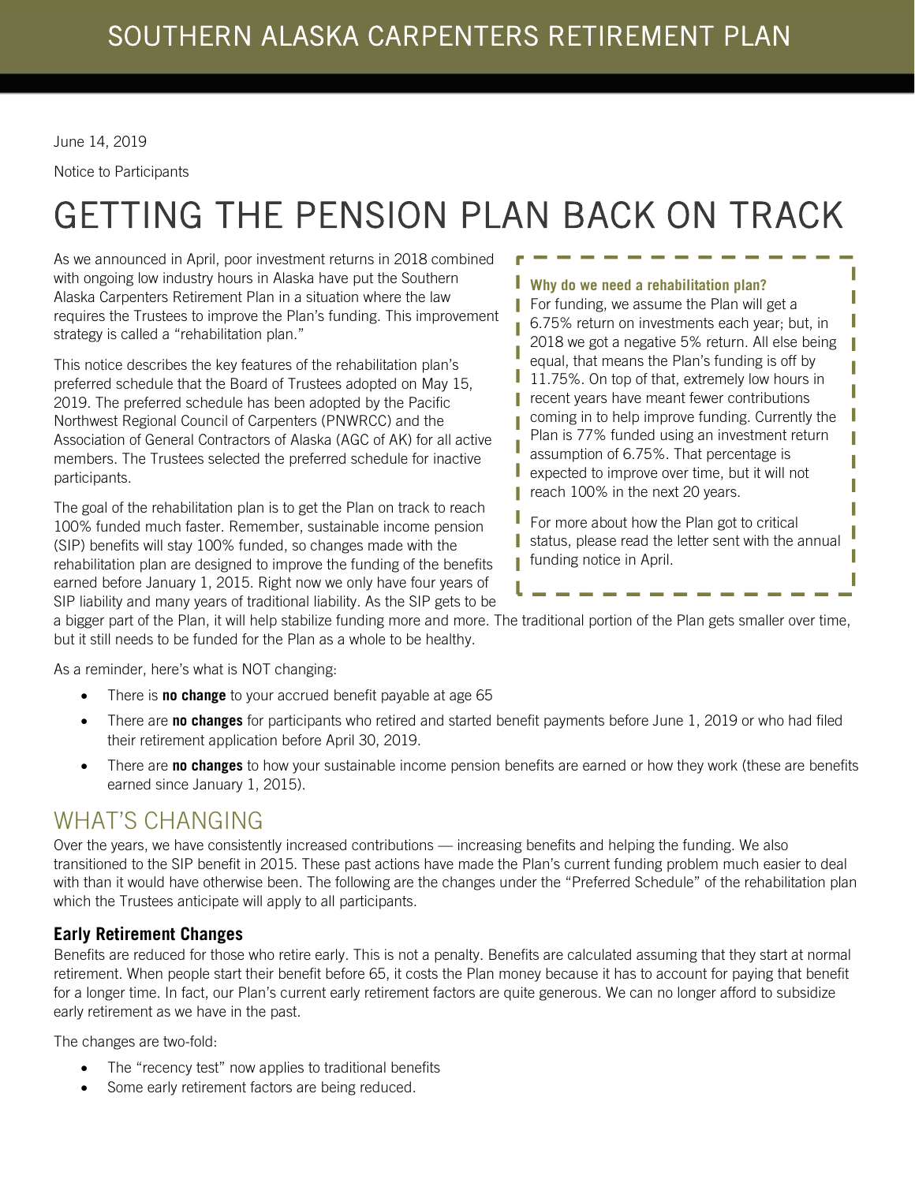# SOUTHERN ALASKA CARPENTERS RETIREMENT PLAN

June 14, 2019

Notice to Participants

# GETTING THE PENSION PLAN BACK ON TRACK

As we announced in April, poor investment returns in 2018 combined with ongoing low industry hours in Alaska have put the Southern Alaska Carpenters Retirement Plan in a situation where the law requires the Trustees to improve the Plan's funding. This improvement strategy is called a "rehabilitation plan."

This notice describes the key features of the rehabilitation plan's preferred schedule that the Board of Trustees adopted on May 15, 2019. The preferred schedule has been adopted by the Pacific Northwest Regional Council of Carpenters (PNWRCC) and the Association of General Contractors of Alaska (AGC of AK) for all active members. The Trustees selected the preferred schedule for inactive participants.

The goal of the rehabilitation plan is to get the Plan on track to reach 100% funded much faster. Remember, sustainable income pension (SIP) benefits will stay 100% funded, so changes made with the rehabilitation plan are designed to improve the funding of the benefits earned before January 1, 2015. Right now we only have four years of SIP liability and many years of traditional liability. As the SIP gets to be a bigger part of the Plan, it will help stabilize funding more and more. The traditional portion of the Plan gets smaller over time, but it still needs to be funded for the Plan as a whole to be healthy.

> **Why do we need a rehabilitation plan?**
>
> For funding, we assume the Plan will get a 6.75% return on investments each year; but, in 2018 we got a negative 5% return. All else being equal, that means the Plan's funding is off by 11.75%. On top of that, extremely low hours in recent years have meant fewer contributions coming in to help improve funding. Currently the Plan is 77% funded using an investment return assumption of 6.75%. That percentage is expected to improve over time, but it will not reach 100% in the next 20 years.
>
> For more about how the Plan got to critical status, please read the letter sent with the annual funding notice in April.

As a reminder, here's what is NOT changing:

- There is **no change** to your accrued benefit payable at age 65
- There are **no changes** for participants who retired and started benefit payments before June 1, 2019 or who had filed their retirement application before April 30, 2019.
- There are **no changes** to how your sustainable income pension benefits are earned or how they work (these are benefits earned since January 1, 2015).

## WHAT'S CHANGING

Over the years, we have consistently increased contributions — increasing benefits and helping the funding. We also transitioned to the SIP benefit in 2015. These past actions have made the Plan's current funding problem much easier to deal with than it would have otherwise been. The following are the changes under the "Preferred Schedule" of the rehabilitation plan which the Trustees anticipate will apply to all participants.

### Early Retirement Changes

Benefits are reduced for those who retire early. This is not a penalty. Benefits are calculated assuming that they start at normal retirement. When people start their benefit before 65, it costs the Plan money because it has to account for paying that benefit for a longer time. In fact, our Plan's current early retirement factors are quite generous. We can no longer afford to subsidize early retirement as we have in the past.

The changes are two-fold:

- The "recency test" now applies to traditional benefits
- Some early retirement factors are being reduced.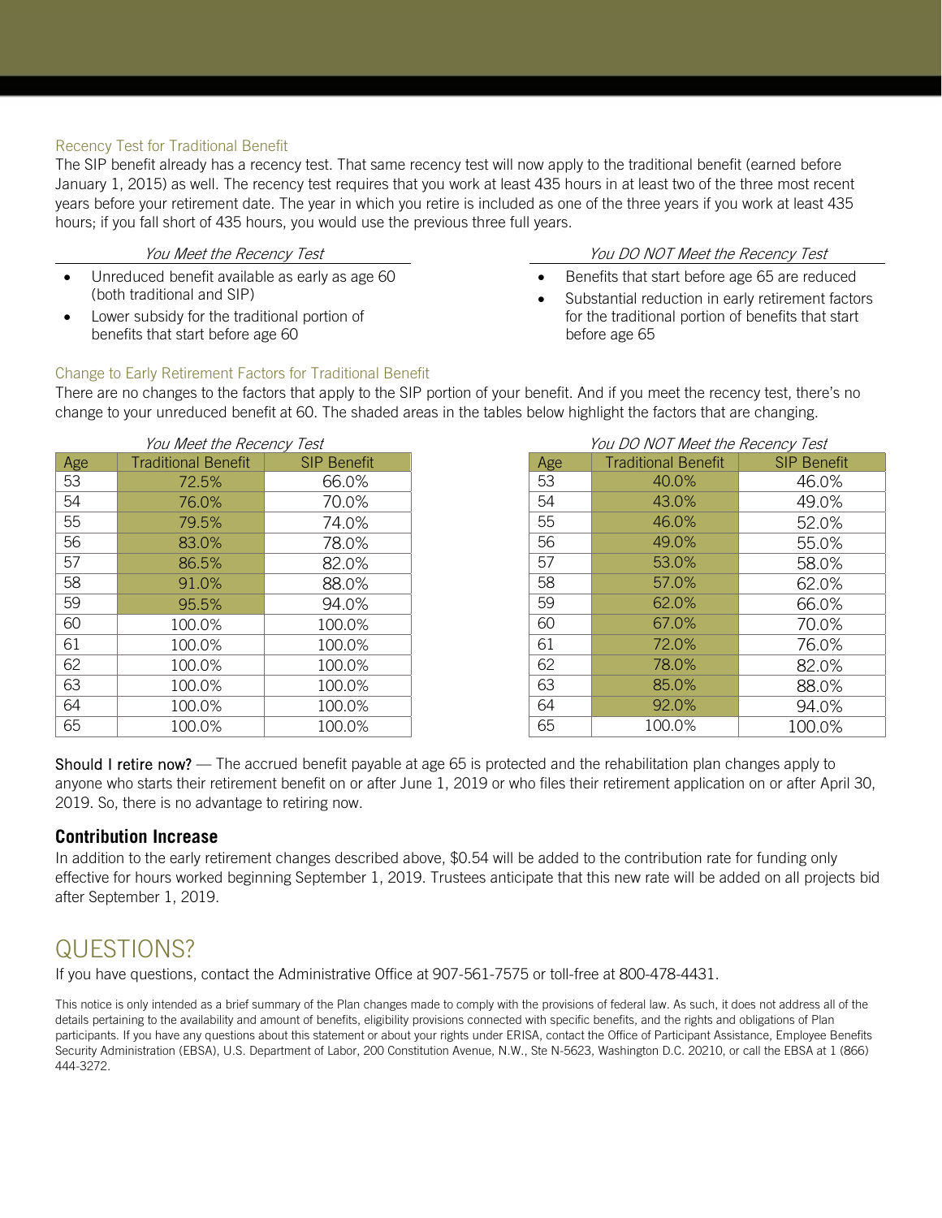### Recency Test for Traditional Benefit

The SIP benefit already has a recency test. That same recency test will now apply to the traditional benefit (earned before January 1, 2015) as well. The recency test requires that you work at least 435 hours in at least two of the three most recent years before your retirement date. The year in which you retire is included as one of the three years if you work at least 435 hours; if you fall short of 435 hours, you would use the previous three full years.

*You Meet the Recency Test*

- Unreduced benefit available as early as age 60 (both traditional and SIP)
- Lower subsidy for the traditional portion of benefits that start before age 60

*You DO NOT Meet the Recency Test*

- Benefits that start before age 65 are reduced
- Substantial reduction in early retirement factors for the traditional portion of benefits that start before age 65

### Change to Early Retirement Factors for Traditional Benefit

There are no changes to the factors that apply to the SIP portion of your benefit. And if you meet the recency test, there's no change to your unreduced benefit at 60. The shaded areas in the tables below highlight the factors that are changing.

*You Meet the Recency Test*

| Age | Traditional Benefit | SIP Benefit |
|---|---|---|
| 53 | 72.5% | 66.0% |
| 54 | 76.0% | 70.0% |
| 55 | 79.5% | 74.0% |
| 56 | 83.0% | 78.0% |
| 57 | 86.5% | 82.0% |
| 58 | 91.0% | 88.0% |
| 59 | 95.5% | 94.0% |
| 60 | 100.0% | 100.0% |
| 61 | 100.0% | 100.0% |
| 62 | 100.0% | 100.0% |
| 63 | 100.0% | 100.0% |
| 64 | 100.0% | 100.0% |
| 65 | 100.0% | 100.0% |

*You DO NOT Meet the Recency Test*

| Age | Traditional Benefit | SIP Benefit |
|---|---|---|
| 53 | 40.0% | 46.0% |
| 54 | 43.0% | 49.0% |
| 55 | 46.0% | 52.0% |
| 56 | 49.0% | 55.0% |
| 57 | 53.0% | 58.0% |
| 58 | 57.0% | 62.0% |
| 59 | 62.0% | 66.0% |
| 60 | 67.0% | 70.0% |
| 61 | 72.0% | 76.0% |
| 62 | 78.0% | 82.0% |
| 63 | 85.0% | 88.0% |
| 64 | 92.0% | 94.0% |
| 65 | 100.0% | 100.0% |

**Should I retire now?** — The accrued benefit payable at age 65 is protected and the rehabilitation plan changes apply to anyone who starts their retirement benefit on or after June 1, 2019 or who files their retirement application on or after April 30, 2019. So, there is no advantage to retiring now.

## Contribution Increase

In addition to the early retirement changes described above, $0.54 will be added to the contribution rate for funding only effective for hours worked beginning September 1, 2019. Trustees anticipate that this new rate will be added on all projects bid after September 1, 2019.

# QUESTIONS?

If you have questions, contact the Administrative Office at 907-561-7575 or toll-free at 800-478-4431.

This notice is only intended as a brief summary of the Plan changes made to comply with the provisions of federal law. As such, it does not address all of the details pertaining to the availability and amount of benefits, eligibility provisions connected with specific benefits, and the rights and obligations of Plan participants. If you have any questions about this statement or about your rights under ERISA, contact the Office of Participant Assistance, Employee Benefits Security Administration (EBSA), U.S. Department of Labor, 200 Constitution Avenue, N.W., Ste N-5623, Washington D.C. 20210, or call the EBSA at 1 (866) 444-3272.